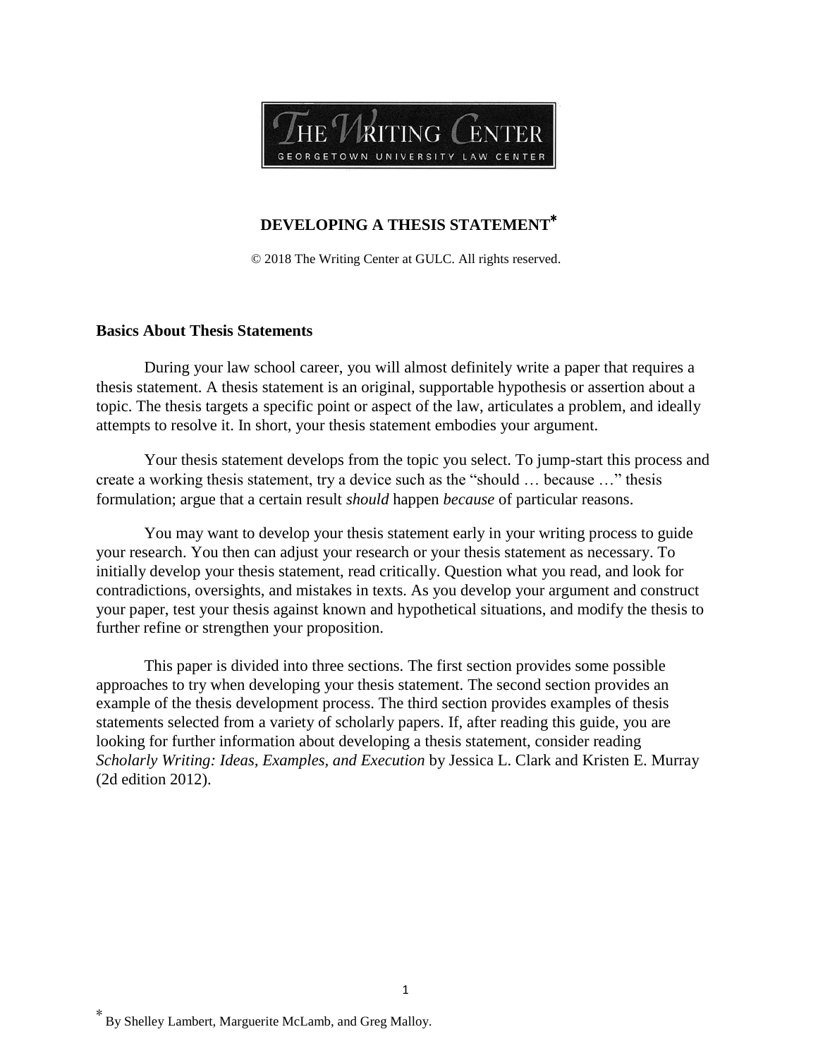THE WRITING CENTER
GEORGETOWN UNIVERSITY LAW CENTER

# DEVELOPING A THESIS STATEMENT*

© 2018 The Writing Center at GULC. All rights reserved.

## Basics About Thesis Statements

During your law school career, you will almost definitely write a paper that requires a thesis statement. A thesis statement is an original, supportable hypothesis or assertion about a topic. The thesis targets a specific point or aspect of the law, articulates a problem, and ideally attempts to resolve it. In short, your thesis statement embodies your argument.

Your thesis statement develops from the topic you select. To jump-start this process and create a working thesis statement, try a device such as the "should … because …" thesis formulation; argue that a certain result *should* happen *because* of particular reasons.

You may want to develop your thesis statement early in your writing process to guide your research. You then can adjust your research or your thesis statement as necessary. To initially develop your thesis statement, read critically. Question what you read, and look for contradictions, oversights, and mistakes in texts. As you develop your argument and construct your paper, test your thesis against known and hypothetical situations, and modify the thesis to further refine or strengthen your proposition.

This paper is divided into three sections. The first section provides some possible approaches to try when developing your thesis statement. The second section provides an example of the thesis development process. The third section provides examples of thesis statements selected from a variety of scholarly papers. If, after reading this guide, you are looking for further information about developing a thesis statement, consider reading *Scholarly Writing: Ideas, Examples, and Execution* by Jessica L. Clark and Kristen E. Murray (2d edition 2012).

* By Shelley Lambert, Marguerite McLamb, and Greg Malloy.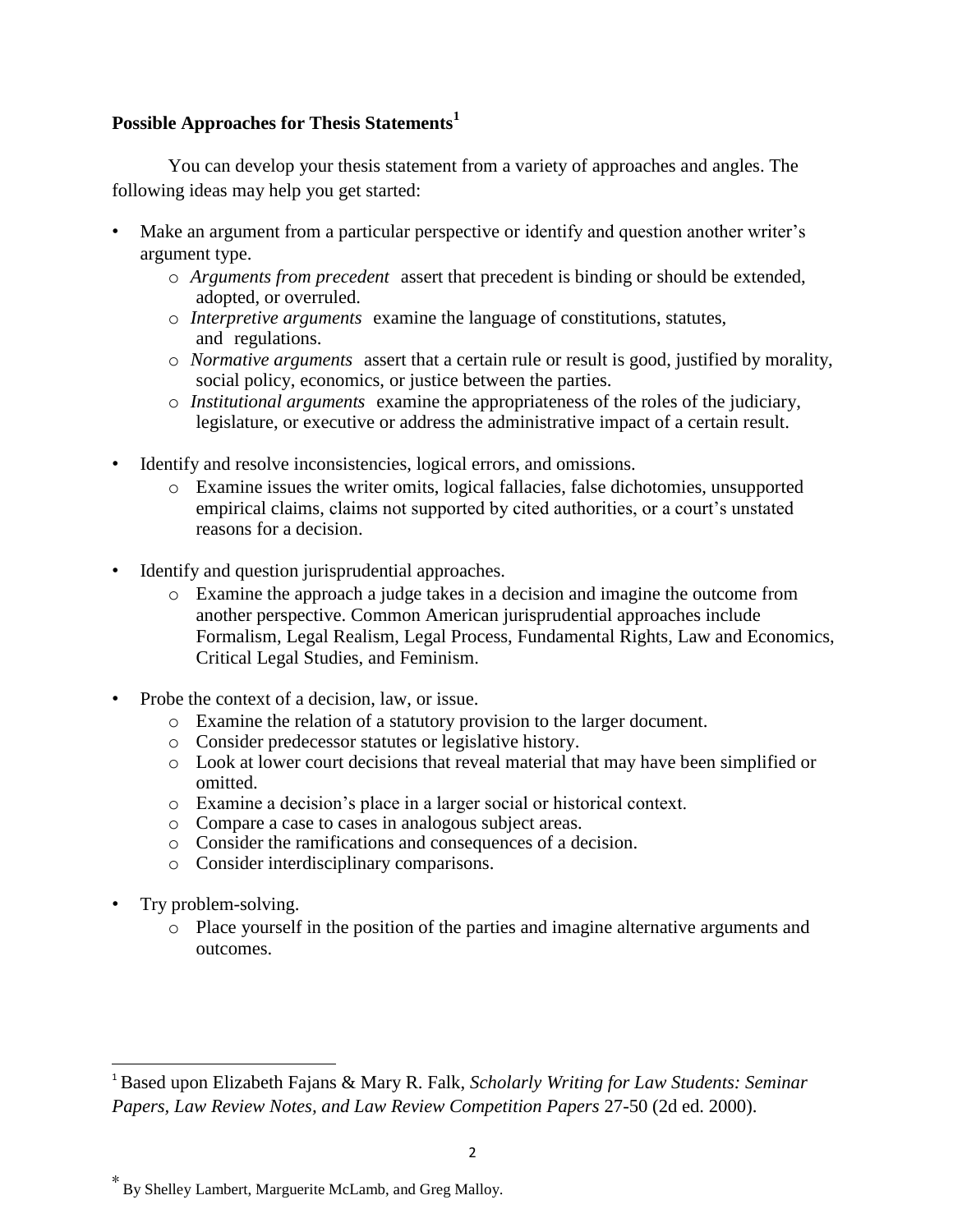## Possible Approaches for Thesis Statements[1]

You can develop your thesis statement from a variety of approaches and angles. The following ideas may help you get started:

- Make an argument from a particular perspective or identify and question another writer's argument type.
    - *Arguments from precedent* assert that precedent is binding or should be extended, adopted, or overruled.
    - *Interpretive arguments* examine the language of constitutions, statutes, and regulations.
    - *Normative arguments* assert that a certain rule or result is good, justified by morality, social policy, economics, or justice between the parties.
    - *Institutional arguments* examine the appropriateness of the roles of the judiciary, legislature, or executive or address the administrative impact of a certain result.

- Identify and resolve inconsistencies, logical errors, and omissions.
    - Examine issues the writer omits, logical fallacies, false dichotomies, unsupported empirical claims, claims not supported by cited authorities, or a court's unstated reasons for a decision.

- Identify and question jurisprudential approaches.
    - Examine the approach a judge takes in a decision and imagine the outcome from another perspective. Common American jurisprudential approaches include Formalism, Legal Realism, Legal Process, Fundamental Rights, Law and Economics, Critical Legal Studies, and Feminism.

- Probe the context of a decision, law, or issue.
    - Examine the relation of a statutory provision to the larger document.
    - Consider predecessor statutes or legislative history.
    - Look at lower court decisions that reveal material that may have been simplified or omitted.
    - Examine a decision's place in a larger social or historical context.
    - Compare a case to cases in analogous subject areas.
    - Consider the ramifications and consequences of a decision.
    - Consider interdisciplinary comparisons.

- Try problem-solving.
    - Place yourself in the position of the parties and imagine alternative arguments and outcomes.

---

[1] Based upon Elizabeth Fajans & Mary R. Falk, *Scholarly Writing for Law Students: Seminar Papers, Law Review Notes, and Law Review Competition Papers* 27-50 (2d ed. 2000).

* By Shelley Lambert, Marguerite McLamb, and Greg Malloy.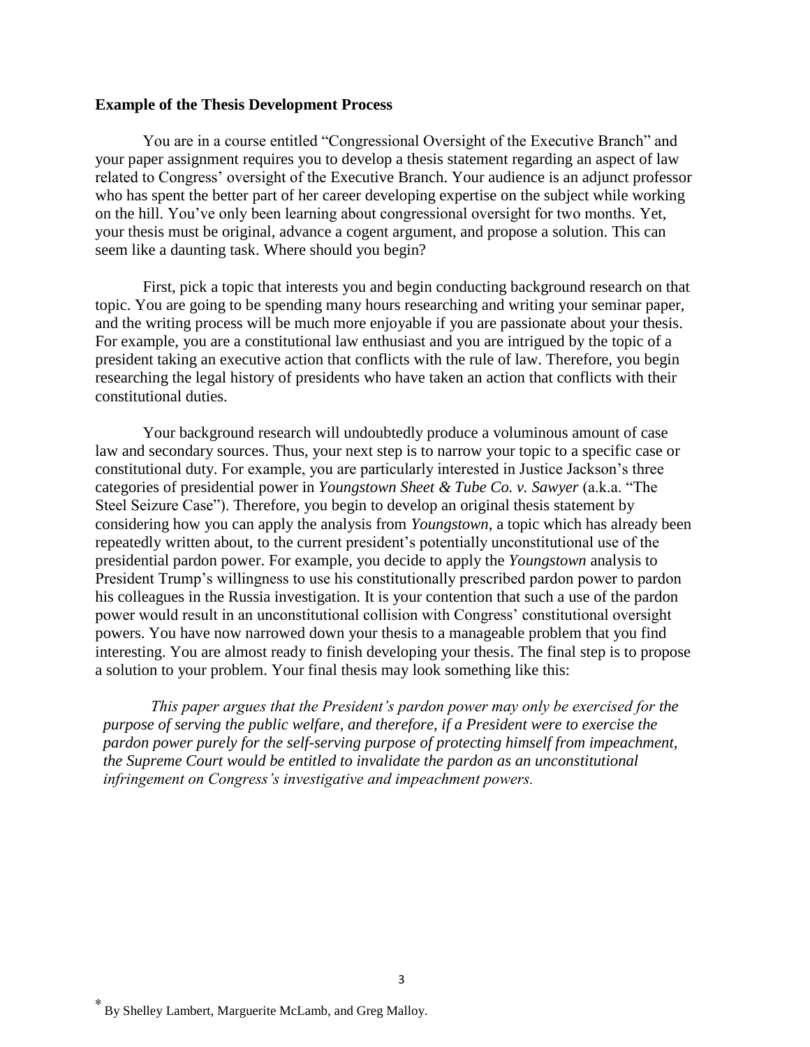**Example of the Thesis Development Process**

You are in a course entitled "Congressional Oversight of the Executive Branch" and your paper assignment requires you to develop a thesis statement regarding an aspect of law related to Congress' oversight of the Executive Branch. Your audience is an adjunct professor who has spent the better part of her career developing expertise on the subject while working on the hill. You've only been learning about congressional oversight for two months. Yet, your thesis must be original, advance a cogent argument, and propose a solution. This can seem like a daunting task. Where should you begin?

First, pick a topic that interests you and begin conducting background research on that topic. You are going to be spending many hours researching and writing your seminar paper, and the writing process will be much more enjoyable if you are passionate about your thesis. For example, you are a constitutional law enthusiast and you are intrigued by the topic of a president taking an executive action that conflicts with the rule of law. Therefore, you begin researching the legal history of presidents who have taken an action that conflicts with their constitutional duties.

Your background research will undoubtedly produce a voluminous amount of case law and secondary sources. Thus, your next step is to narrow your topic to a specific case or constitutional duty. For example, you are particularly interested in Justice Jackson's three categories of presidential power in *Youngstown Sheet & Tube Co. v. Sawyer* (a.k.a. "The Steel Seizure Case"). Therefore, you begin to develop an original thesis statement by considering how you can apply the analysis from *Youngstown*, a topic which has already been repeatedly written about, to the current president's potentially unconstitutional use of the presidential pardon power. For example, you decide to apply the *Youngstown* analysis to President Trump's willingness to use his constitutionally prescribed pardon power to pardon his colleagues in the Russia investigation. It is your contention that such a use of the pardon power would result in an unconstitutional collision with Congress' constitutional oversight powers. You have now narrowed down your thesis to a manageable problem that you find interesting. You are almost ready to finish developing your thesis. The final step is to propose a solution to your problem. Your final thesis may look something like this:

> *This paper argues that the President's pardon power may only be exercised for the purpose of serving the public welfare, and therefore, if a President were to exercise the pardon power purely for the self-serving purpose of protecting himself from impeachment, the Supreme Court would be entitled to invalidate the pardon as an unconstitutional infringement on Congress's investigative and impeachment powers.*

\* By Shelley Lambert, Marguerite McLamb, and Greg Malloy.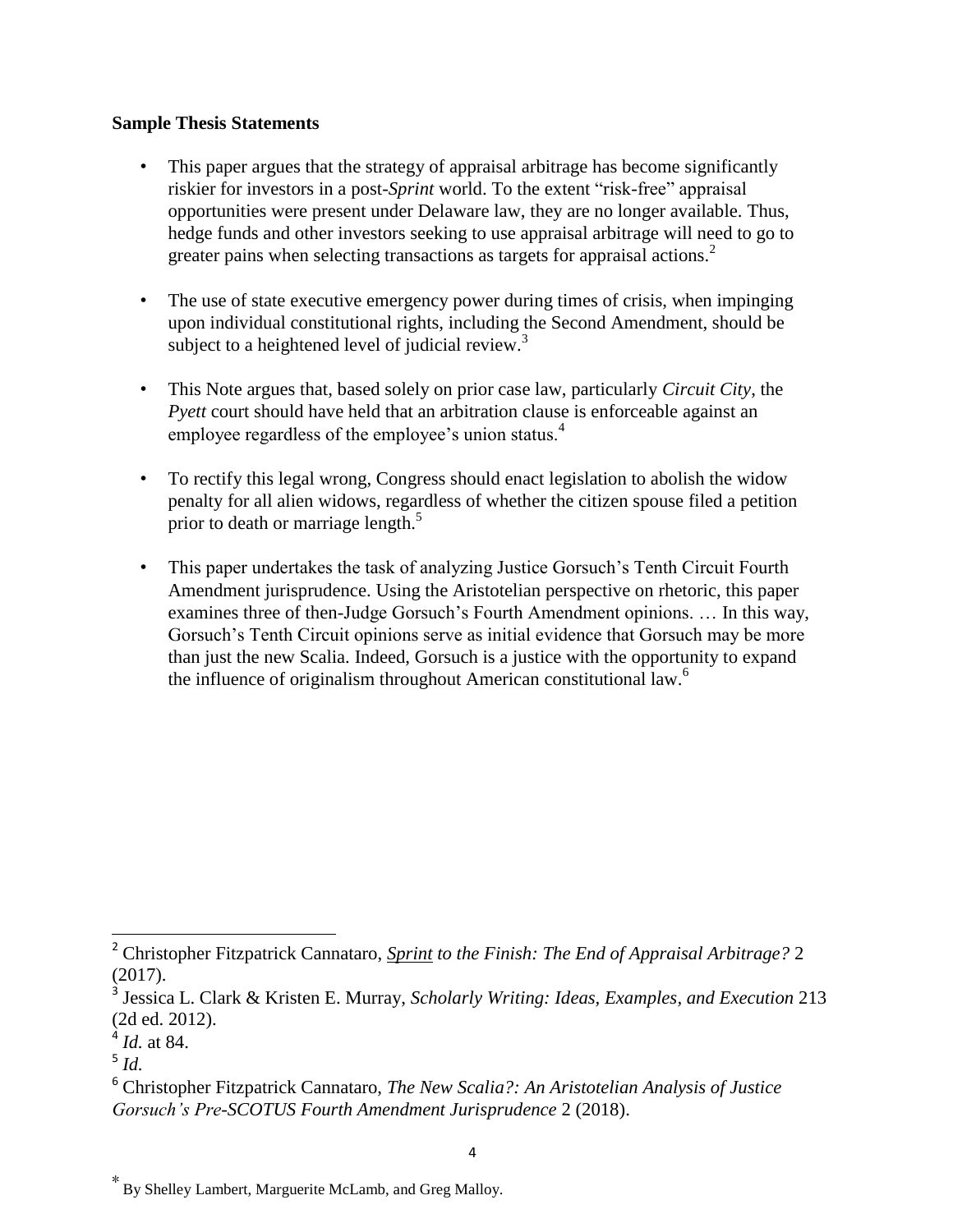**Sample Thesis Statements**

- This paper argues that the strategy of appraisal arbitrage has become significantly riskier for investors in a post-*Sprint* world. To the extent "risk-free" appraisal opportunities were present under Delaware law, they are no longer available. Thus, hedge funds and other investors seeking to use appraisal arbitrage will need to go to greater pains when selecting transactions as targets for appraisal actions.[2]

- The use of state executive emergency power during times of crisis, when impinging upon individual constitutional rights, including the Second Amendment, should be subject to a heightened level of judicial review.[3]

- This Note argues that, based solely on prior case law, particularly *Circuit City*, the *Pyett* court should have held that an arbitration clause is enforceable against an employee regardless of the employee's union status.[4]

- To rectify this legal wrong, Congress should enact legislation to abolish the widow penalty for all alien widows, regardless of whether the citizen spouse filed a petition prior to death or marriage length.[5]

- This paper undertakes the task of analyzing Justice Gorsuch's Tenth Circuit Fourth Amendment jurisprudence. Using the Aristotelian perspective on rhetoric, this paper examines three of then-Judge Gorsuch's Fourth Amendment opinions. … In this way, Gorsuch's Tenth Circuit opinions serve as initial evidence that Gorsuch may be more than just the new Scalia. Indeed, Gorsuch is a justice with the opportunity to expand the influence of originalism throughout American constitutional law.[6]

---

[2] Christopher Fitzpatrick Cannataro, *Sprint to the Finish: The End of Appraisal Arbitrage?* 2 (2017).

[3] Jessica L. Clark & Kristen E. Murray, *Scholarly Writing: Ideas, Examples, and Execution* 213 (2d ed. 2012).

[4] *Id.* at 84.

[5] *Id.*

[6] Christopher Fitzpatrick Cannataro, *The New Scalia?: An Aristotelian Analysis of Justice Gorsuch's Pre-SCOTUS Fourth Amendment Jurisprudence* 2 (2018).

\* By Shelley Lambert, Marguerite McLamb, and Greg Malloy.